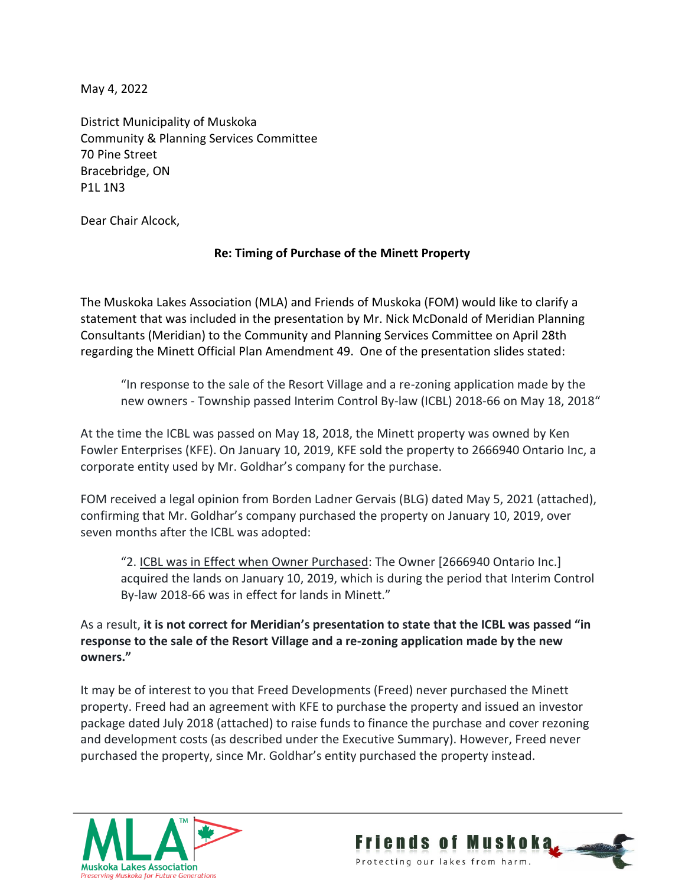May 4, 2022

District Municipality of Muskoka
Community & Planning Services Committee
70 Pine Street
Bracebridge, ON
P1L 1N3

Dear Chair Alcock,

**Re: Timing of Purchase of the Minett Property**

The Muskoka Lakes Association (MLA) and Friends of Muskoka (FOM) would like to clarify a statement that was included in the presentation by Mr. Nick McDonald of Meridian Planning Consultants (Meridian) to the Community and Planning Services Committee on April 28th regarding the Minett Official Plan Amendment 49. One of the presentation slides stated:

> "In response to the sale of the Resort Village and a re-zoning application made by the new owners - Township passed Interim Control By-law (ICBL) 2018-66 on May 18, 2018"

At the time the ICBL was passed on May 18, 2018, the Minett property was owned by Ken Fowler Enterprises (KFE). On January 10, 2019, KFE sold the property to 2666940 Ontario Inc, a corporate entity used by Mr. Goldhar's company for the purchase.

FOM received a legal opinion from Borden Ladner Gervais (BLG) dated May 5, 2021 (attached), confirming that Mr. Goldhar's company purchased the property on January 10, 2019, over seven months after the ICBL was adopted:

> "2. <u>ICBL was in Effect when Owner Purchased</u>: The Owner [2666940 Ontario Inc.] acquired the lands on January 10, 2019, which is during the period that Interim Control By-law 2018-66 was in effect for lands in Minett."

As a result, **it is not correct for Meridian's presentation to state that the ICBL was passed "in response to the sale of the Resort Village and a re-zoning application made by the new owners."**

It may be of interest to you that Freed Developments (Freed) never purchased the Minett property. Freed had an agreement with KFE to purchase the property and issued an investor package dated July 2018 (attached) to raise funds to finance the purchase and cover rezoning and development costs (as described under the Executive Summary). However, Freed never purchased the property, since Mr. Goldhar's entity purchased the property instead.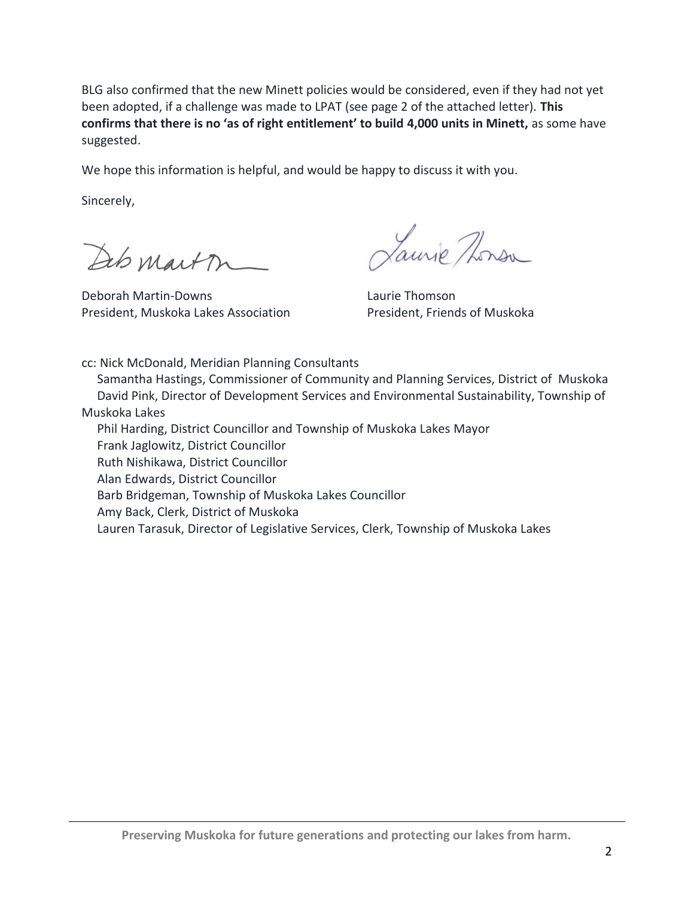BLG also confirmed that the new Minett policies would be considered, even if they had not yet been adopted, if a challenge was made to LPAT (see page 2 of the attached letter). **This confirms that there is no 'as of right entitlement' to build 4,000 units in Minett,** as some have suggested.

We hope this information is helpful, and would be happy to discuss it with you.

Sincerely,

Deborah Martin-Downs
President, Muskoka Lakes Association

Laurie Thomson
President, Friends of Muskoka

cc: Nick McDonald, Meridian Planning Consultants
Samantha Hastings, Commissioner of Community and Planning Services, District of Muskoka
David Pink, Director of Development Services and Environmental Sustainability, Township of Muskoka Lakes
Phil Harding, District Councillor and Township of Muskoka Lakes Mayor
Frank Jaglowitz, District Councillor
Ruth Nishikawa, District Councillor
Alan Edwards, District Councillor
Barb Bridgeman, Township of Muskoka Lakes Councillor
Amy Back, Clerk, District of Muskoka
Lauren Tarasuk, Director of Legislative Services, Clerk, Township of Muskoka Lakes

**Preserving Muskoka for future generations and protecting our lakes from harm.**